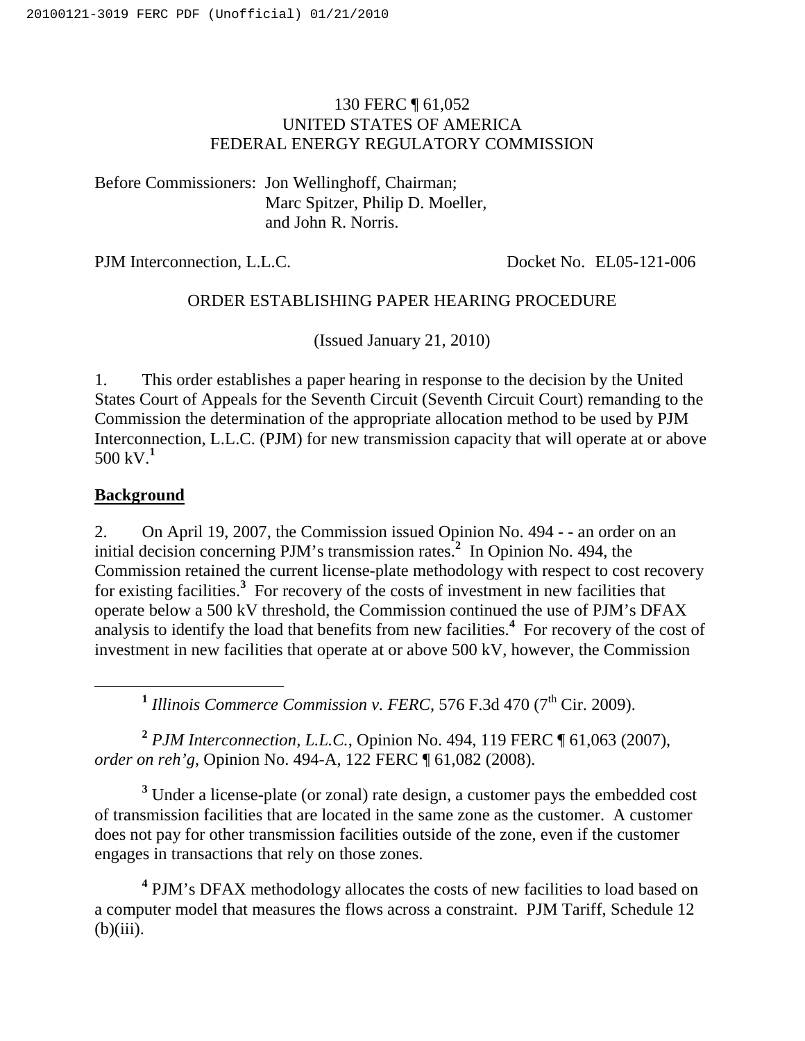130 FERC ¶ 61,052
UNITED STATES OF AMERICA
FEDERAL ENERGY REGULATORY COMMISSION

Before Commissioners: Jon Wellinghoff, Chairman;
Marc Spitzer, Philip D. Moeller,
and John R. Norris.

PJM Interconnection, L.L.C. Docket No. EL05-121-006

ORDER ESTABLISHING PAPER HEARING PROCEDURE

(Issued January 21, 2010)

1. This order establishes a paper hearing in response to the decision by the United States Court of Appeals for the Seventh Circuit (Seventh Circuit Court) remanding to the Commission the determination of the appropriate allocation method to be used by PJM Interconnection, L.L.C. (PJM) for new transmission capacity that will operate at or above 500 kV.[1]

## Background

2. On April 19, 2007, the Commission issued Opinion No. 494 - - an order on an initial decision concerning PJM's transmission rates.[2] In Opinion No. 494, the Commission retained the current license-plate methodology with respect to cost recovery for existing facilities.[3] For recovery of the costs of investment in new facilities that operate below a 500 kV threshold, the Commission continued the use of PJM's DFAX analysis to identify the load that benefits from new facilities.[4] For recovery of the cost of investment in new facilities that operate at or above 500 kV, however, the Commission

[1] *Illinois Commerce Commission v. FERC*, 576 F.3d 470 (7th Cir. 2009).

[2] *PJM Interconnection, L.L.C.*, Opinion No. 494, 119 FERC ¶ 61,063 (2007), *order on reh'g*, Opinion No. 494-A, 122 FERC ¶ 61,082 (2008).

[3] Under a license-plate (or zonal) rate design, a customer pays the embedded cost of transmission facilities that are located in the same zone as the customer. A customer does not pay for other transmission facilities outside of the zone, even if the customer engages in transactions that rely on those zones.

[4] PJM's DFAX methodology allocates the costs of new facilities to load based on a computer model that measures the flows across a constraint. PJM Tariff, Schedule 12 (b)(iii).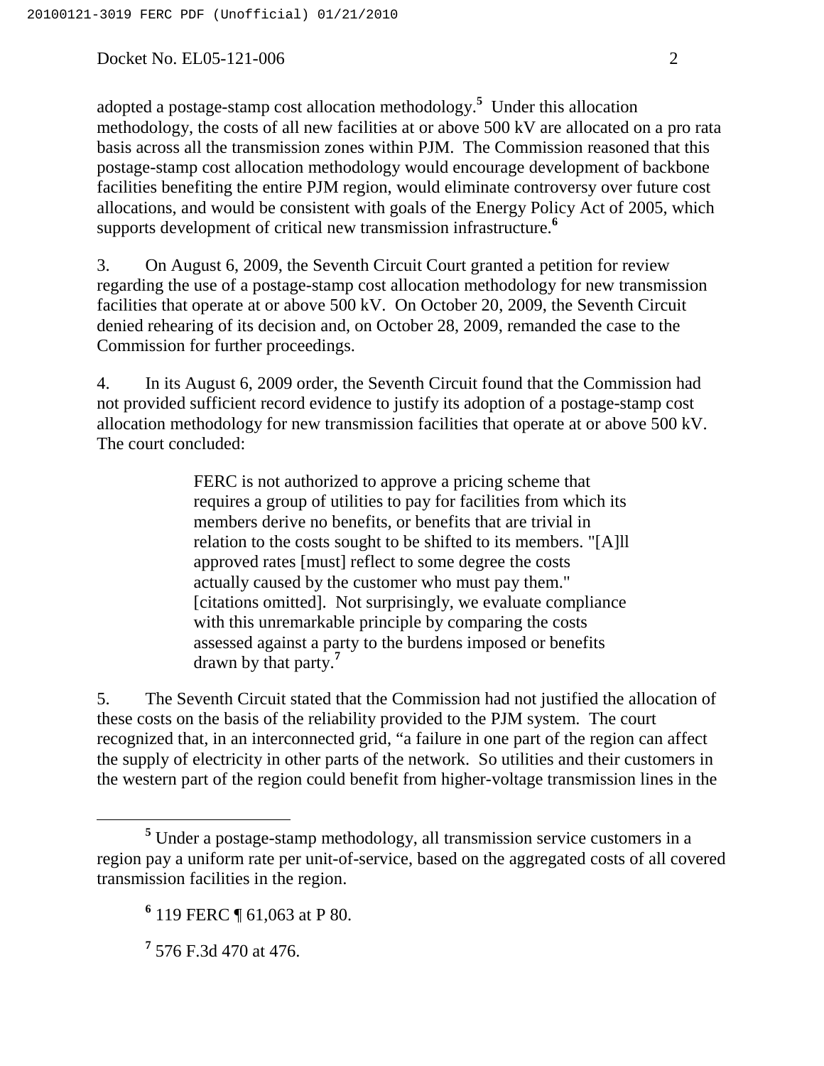adopted a postage-stamp cost allocation methodology.[5] Under this allocation methodology, the costs of all new facilities at or above 500 kV are allocated on a pro rata basis across all the transmission zones within PJM. The Commission reasoned that this postage-stamp cost allocation methodology would encourage development of backbone facilities benefiting the entire PJM region, would eliminate controversy over future cost allocations, and would be consistent with goals of the Energy Policy Act of 2005, which supports development of critical new transmission infrastructure.[6]

3. On August 6, 2009, the Seventh Circuit Court granted a petition for review regarding the use of a postage-stamp cost allocation methodology for new transmission facilities that operate at or above 500 kV. On October 20, 2009, the Seventh Circuit denied rehearing of its decision and, on October 28, 2009, remanded the case to the Commission for further proceedings.

4. In its August 6, 2009 order, the Seventh Circuit found that the Commission had not provided sufficient record evidence to justify its adoption of a postage-stamp cost allocation methodology for new transmission facilities that operate at or above 500 kV. The court concluded:

> FERC is not authorized to approve a pricing scheme that requires a group of utilities to pay for facilities from which its members derive no benefits, or benefits that are trivial in relation to the costs sought to be shifted to its members. "[A]ll approved rates [must] reflect to some degree the costs actually caused by the customer who must pay them." [citations omitted]. Not surprisingly, we evaluate compliance with this unremarkable principle by comparing the costs assessed against a party to the burdens imposed or benefits drawn by that party.[7]

5. The Seventh Circuit stated that the Commission had not justified the allocation of these costs on the basis of the reliability provided to the PJM system. The court recognized that, in an interconnected grid, "a failure in one part of the region can affect the supply of electricity in other parts of the network. So utilities and their customers in the western part of the region could benefit from higher-voltage transmission lines in the

---

[5] Under a postage-stamp methodology, all transmission service customers in a region pay a uniform rate per unit-of-service, based on the aggregated costs of all covered transmission facilities in the region.

[6] 119 FERC ¶ 61,063 at P 80.

[7] 576 F.3d 470 at 476.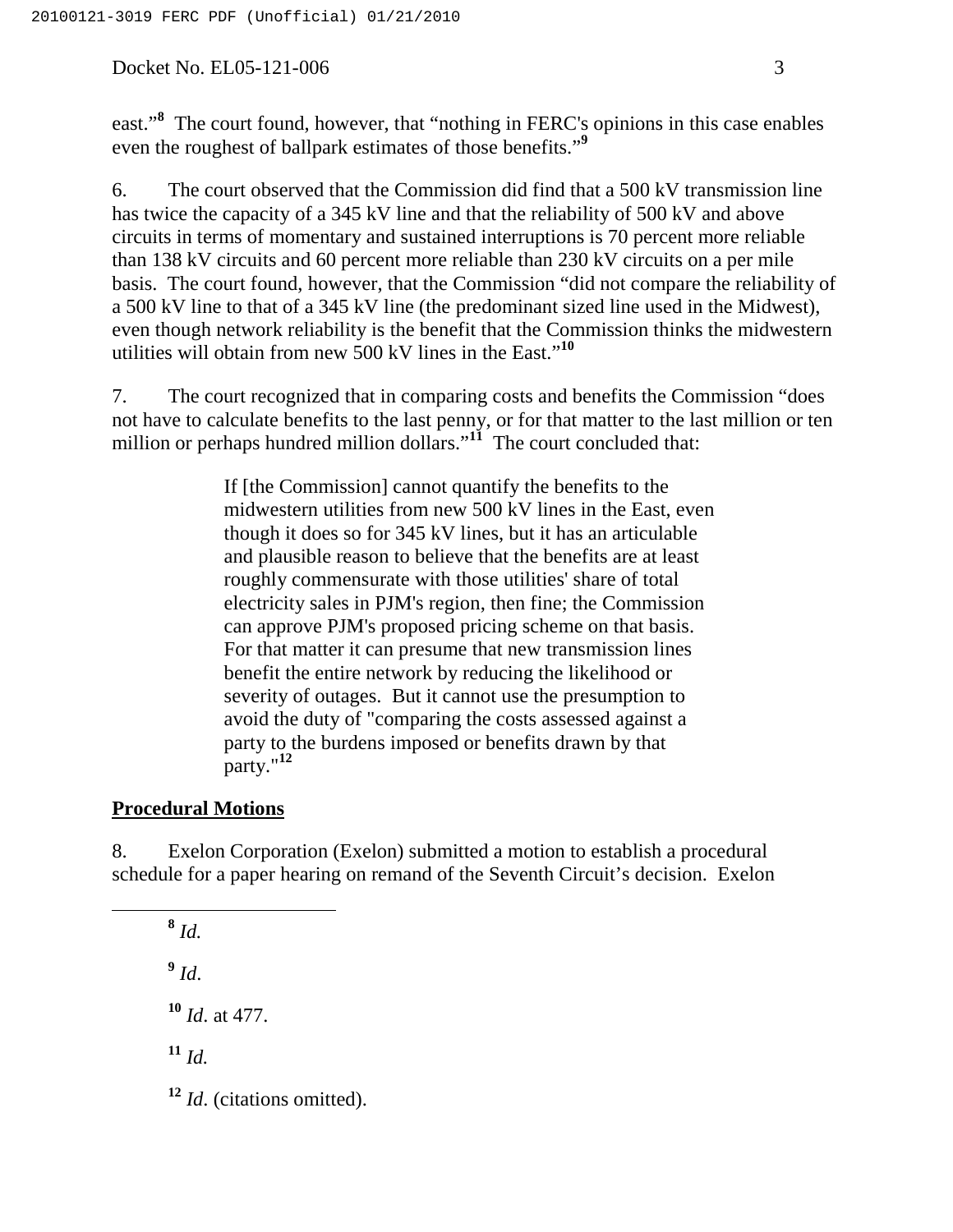east."[8] The court found, however, that "nothing in FERC's opinions in this case enables even the roughest of ballpark estimates of those benefits."[9]

6. The court observed that the Commission did find that a 500 kV transmission line has twice the capacity of a 345 kV line and that the reliability of 500 kV and above circuits in terms of momentary and sustained interruptions is 70 percent more reliable than 138 kV circuits and 60 percent more reliable than 230 kV circuits on a per mile basis. The court found, however, that the Commission "did not compare the reliability of a 500 kV line to that of a 345 kV line (the predominant sized line used in the Midwest), even though network reliability is the benefit that the Commission thinks the midwestern utilities will obtain from new 500 kV lines in the East."[10]

7. The court recognized that in comparing costs and benefits the Commission "does not have to calculate benefits to the last penny, or for that matter to the last million or ten million or perhaps hundred million dollars."[11] The court concluded that:

> If [the Commission] cannot quantify the benefits to the midwestern utilities from new 500 kV lines in the East, even though it does so for 345 kV lines, but it has an articulable and plausible reason to believe that the benefits are at least roughly commensurate with those utilities' share of total electricity sales in PJM's region, then fine; the Commission can approve PJM's proposed pricing scheme on that basis. For that matter it can presume that new transmission lines benefit the entire network by reducing the likelihood or severity of outages. But it cannot use the presumption to avoid the duty of "comparing the costs assessed against a party to the burdens imposed or benefits drawn by that party."[12]

## Procedural Motions

8. Exelon Corporation (Exelon) submitted a motion to establish a procedural schedule for a paper hearing on remand of the Seventh Circuit's decision. Exelon

---

[8] *Id.*

[9] *Id*.

[10] *Id*. at 477.

[11] *Id.*

[12] *Id*. (citations omitted).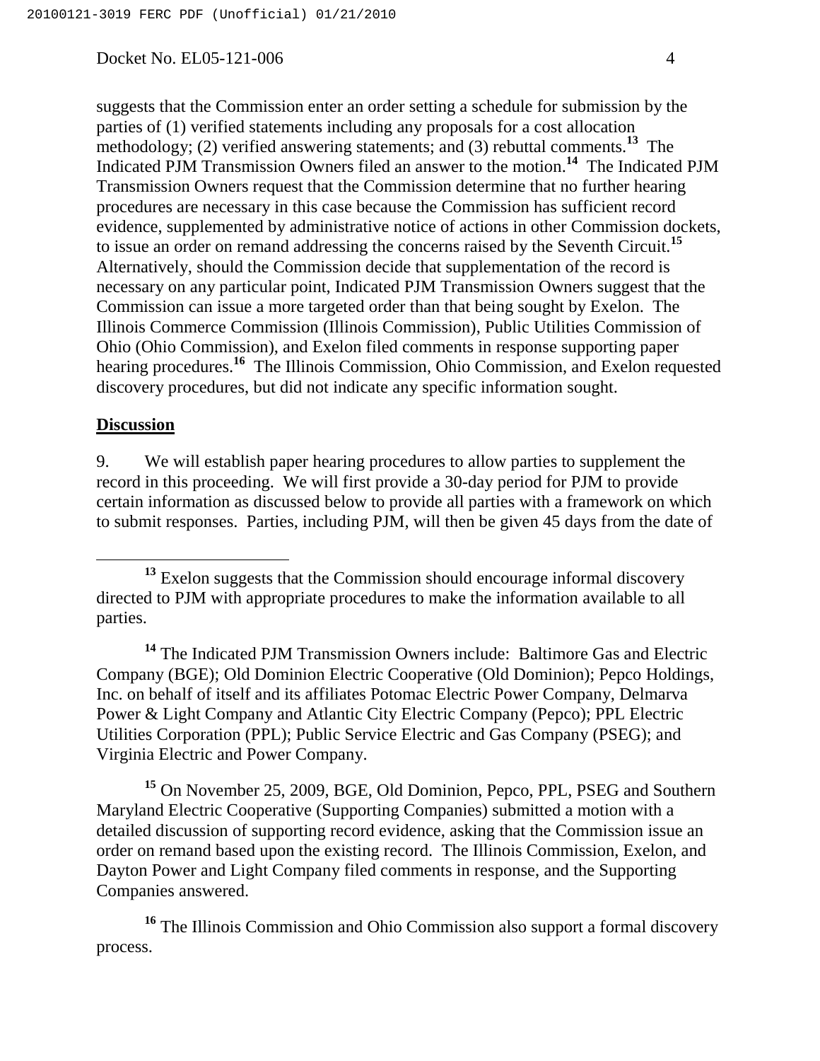suggests that the Commission enter an order setting a schedule for submission by the parties of (1) verified statements including any proposals for a cost allocation methodology; (2) verified answering statements; and (3) rebuttal comments.[13] The Indicated PJM Transmission Owners filed an answer to the motion.[14] The Indicated PJM Transmission Owners request that the Commission determine that no further hearing procedures are necessary in this case because the Commission has sufficient record evidence, supplemented by administrative notice of actions in other Commission dockets, to issue an order on remand addressing the concerns raised by the Seventh Circuit.[15] Alternatively, should the Commission decide that supplementation of the record is necessary on any particular point, Indicated PJM Transmission Owners suggest that the Commission can issue a more targeted order than that being sought by Exelon. The Illinois Commerce Commission (Illinois Commission), Public Utilities Commission of Ohio (Ohio Commission), and Exelon filed comments in response supporting paper hearing procedures.[16] The Illinois Commission, Ohio Commission, and Exelon requested discovery procedures, but did not indicate any specific information sought.

**Discussion**

9. We will establish paper hearing procedures to allow parties to supplement the record in this proceeding. We will first provide a 30-day period for PJM to provide certain information as discussed below to provide all parties with a framework on which to submit responses. Parties, including PJM, will then be given 45 days from the date of

---

[13] Exelon suggests that the Commission should encourage informal discovery directed to PJM with appropriate procedures to make the information available to all parties.

[14] The Indicated PJM Transmission Owners include: Baltimore Gas and Electric Company (BGE); Old Dominion Electric Cooperative (Old Dominion); Pepco Holdings, Inc. on behalf of itself and its affiliates Potomac Electric Power Company, Delmarva Power & Light Company and Atlantic City Electric Company (Pepco); PPL Electric Utilities Corporation (PPL); Public Service Electric and Gas Company (PSEG); and Virginia Electric and Power Company.

[15] On November 25, 2009, BGE, Old Dominion, Pepco, PPL, PSEG and Southern Maryland Electric Cooperative (Supporting Companies) submitted a motion with a detailed discussion of supporting record evidence, asking that the Commission issue an order on remand based upon the existing record. The Illinois Commission, Exelon, and Dayton Power and Light Company filed comments in response, and the Supporting Companies answered.

[16] The Illinois Commission and Ohio Commission also support a formal discovery process.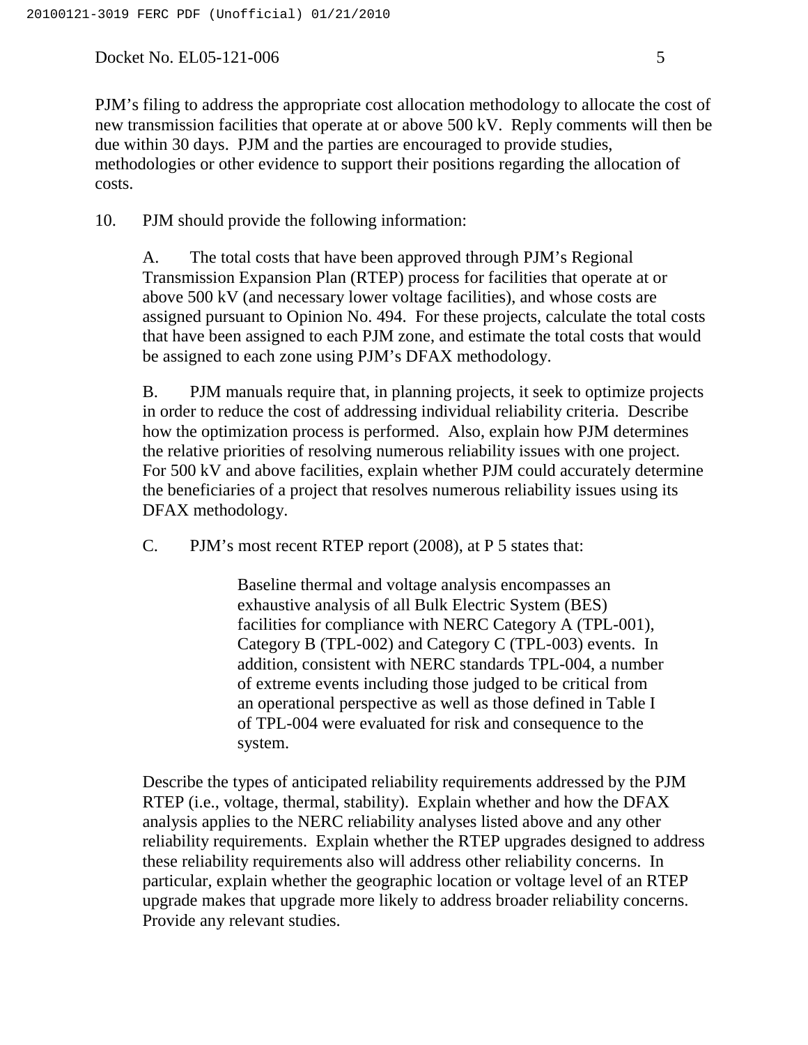PJM's filing to address the appropriate cost allocation methodology to allocate the cost of new transmission facilities that operate at or above 500 kV. Reply comments will then be due within 30 days. PJM and the parties are encouraged to provide studies, methodologies or other evidence to support their positions regarding the allocation of costs.

10. PJM should provide the following information:

A. The total costs that have been approved through PJM's Regional Transmission Expansion Plan (RTEP) process for facilities that operate at or above 500 kV (and necessary lower voltage facilities), and whose costs are assigned pursuant to Opinion No. 494. For these projects, calculate the total costs that have been assigned to each PJM zone, and estimate the total costs that would be assigned to each zone using PJM's DFAX methodology.

B. PJM manuals require that, in planning projects, it seek to optimize projects in order to reduce the cost of addressing individual reliability criteria. Describe how the optimization process is performed. Also, explain how PJM determines the relative priorities of resolving numerous reliability issues with one project. For 500 kV and above facilities, explain whether PJM could accurately determine the beneficiaries of a project that resolves numerous reliability issues using its DFAX methodology.

C. PJM's most recent RTEP report (2008), at P 5 states that:

> Baseline thermal and voltage analysis encompasses an exhaustive analysis of all Bulk Electric System (BES) facilities for compliance with NERC Category A (TPL-001), Category B (TPL-002) and Category C (TPL-003) events. In addition, consistent with NERC standards TPL-004, a number of extreme events including those judged to be critical from an operational perspective as well as those defined in Table I of TPL-004 were evaluated for risk and consequence to the system.

Describe the types of anticipated reliability requirements addressed by the PJM RTEP (i.e., voltage, thermal, stability). Explain whether and how the DFAX analysis applies to the NERC reliability analyses listed above and any other reliability requirements. Explain whether the RTEP upgrades designed to address these reliability requirements also will address other reliability concerns. In particular, explain whether the geographic location or voltage level of an RTEP upgrade makes that upgrade more likely to address broader reliability concerns. Provide any relevant studies.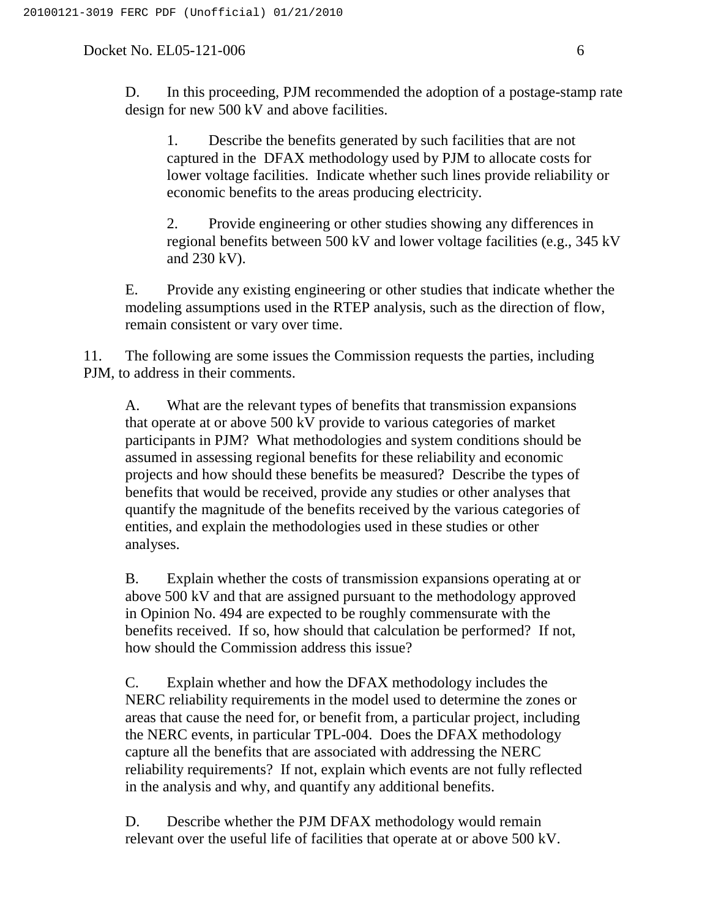D. In this proceeding, PJM recommended the adoption of a postage-stamp rate design for new 500 kV and above facilities.

1. Describe the benefits generated by such facilities that are not captured in the DFAX methodology used by PJM to allocate costs for lower voltage facilities. Indicate whether such lines provide reliability or economic benefits to the areas producing electricity.

2. Provide engineering or other studies showing any differences in regional benefits between 500 kV and lower voltage facilities (e.g., 345 kV and 230 kV).

E. Provide any existing engineering or other studies that indicate whether the modeling assumptions used in the RTEP analysis, such as the direction of flow, remain consistent or vary over time.

11. The following are some issues the Commission requests the parties, including PJM, to address in their comments.

A. What are the relevant types of benefits that transmission expansions that operate at or above 500 kV provide to various categories of market participants in PJM? What methodologies and system conditions should be assumed in assessing regional benefits for these reliability and economic projects and how should these benefits be measured? Describe the types of benefits that would be received, provide any studies or other analyses that quantify the magnitude of the benefits received by the various categories of entities, and explain the methodologies used in these studies or other analyses.

B. Explain whether the costs of transmission expansions operating at or above 500 kV and that are assigned pursuant to the methodology approved in Opinion No. 494 are expected to be roughly commensurate with the benefits received. If so, how should that calculation be performed? If not, how should the Commission address this issue?

C. Explain whether and how the DFAX methodology includes the NERC reliability requirements in the model used to determine the zones or areas that cause the need for, or benefit from, a particular project, including the NERC events, in particular TPL-004. Does the DFAX methodology capture all the benefits that are associated with addressing the NERC reliability requirements? If not, explain which events are not fully reflected in the analysis and why, and quantify any additional benefits.

D. Describe whether the PJM DFAX methodology would remain relevant over the useful life of facilities that operate at or above 500 kV.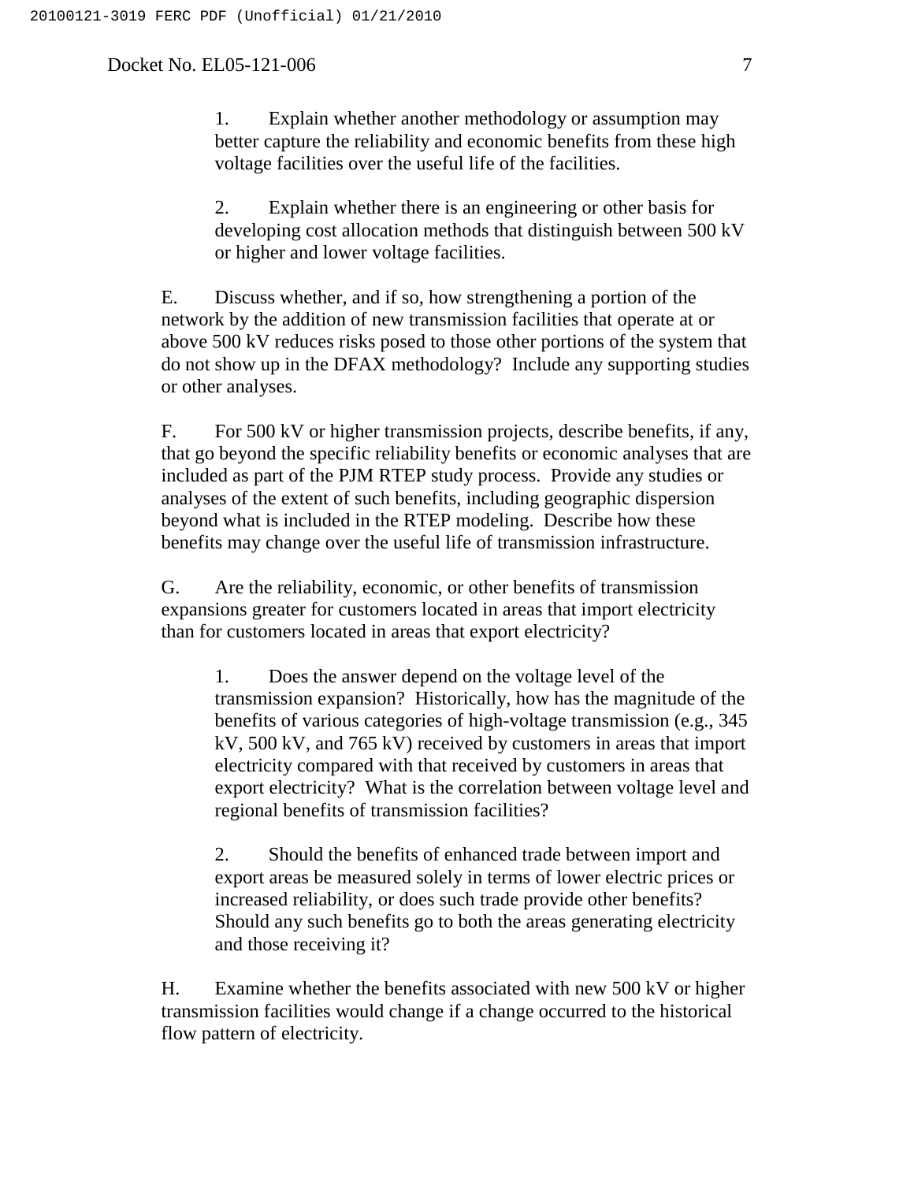1. Explain whether another methodology or assumption may better capture the reliability and economic benefits from these high voltage facilities over the useful life of the facilities.

2. Explain whether there is an engineering or other basis for developing cost allocation methods that distinguish between 500 kV or higher and lower voltage facilities.

E. Discuss whether, and if so, how strengthening a portion of the network by the addition of new transmission facilities that operate at or above 500 kV reduces risks posed to those other portions of the system that do not show up in the DFAX methodology? Include any supporting studies or other analyses.

F. For 500 kV or higher transmission projects, describe benefits, if any, that go beyond the specific reliability benefits or economic analyses that are included as part of the PJM RTEP study process. Provide any studies or analyses of the extent of such benefits, including geographic dispersion beyond what is included in the RTEP modeling. Describe how these benefits may change over the useful life of transmission infrastructure.

G. Are the reliability, economic, or other benefits of transmission expansions greater for customers located in areas that import electricity than for customers located in areas that export electricity?

1. Does the answer depend on the voltage level of the transmission expansion? Historically, how has the magnitude of the benefits of various categories of high-voltage transmission (e.g., 345 kV, 500 kV, and 765 kV) received by customers in areas that import electricity compared with that received by customers in areas that export electricity? What is the correlation between voltage level and regional benefits of transmission facilities?

2. Should the benefits of enhanced trade between import and export areas be measured solely in terms of lower electric prices or increased reliability, or does such trade provide other benefits? Should any such benefits go to both the areas generating electricity and those receiving it?

H. Examine whether the benefits associated with new 500 kV or higher transmission facilities would change if a change occurred to the historical flow pattern of electricity.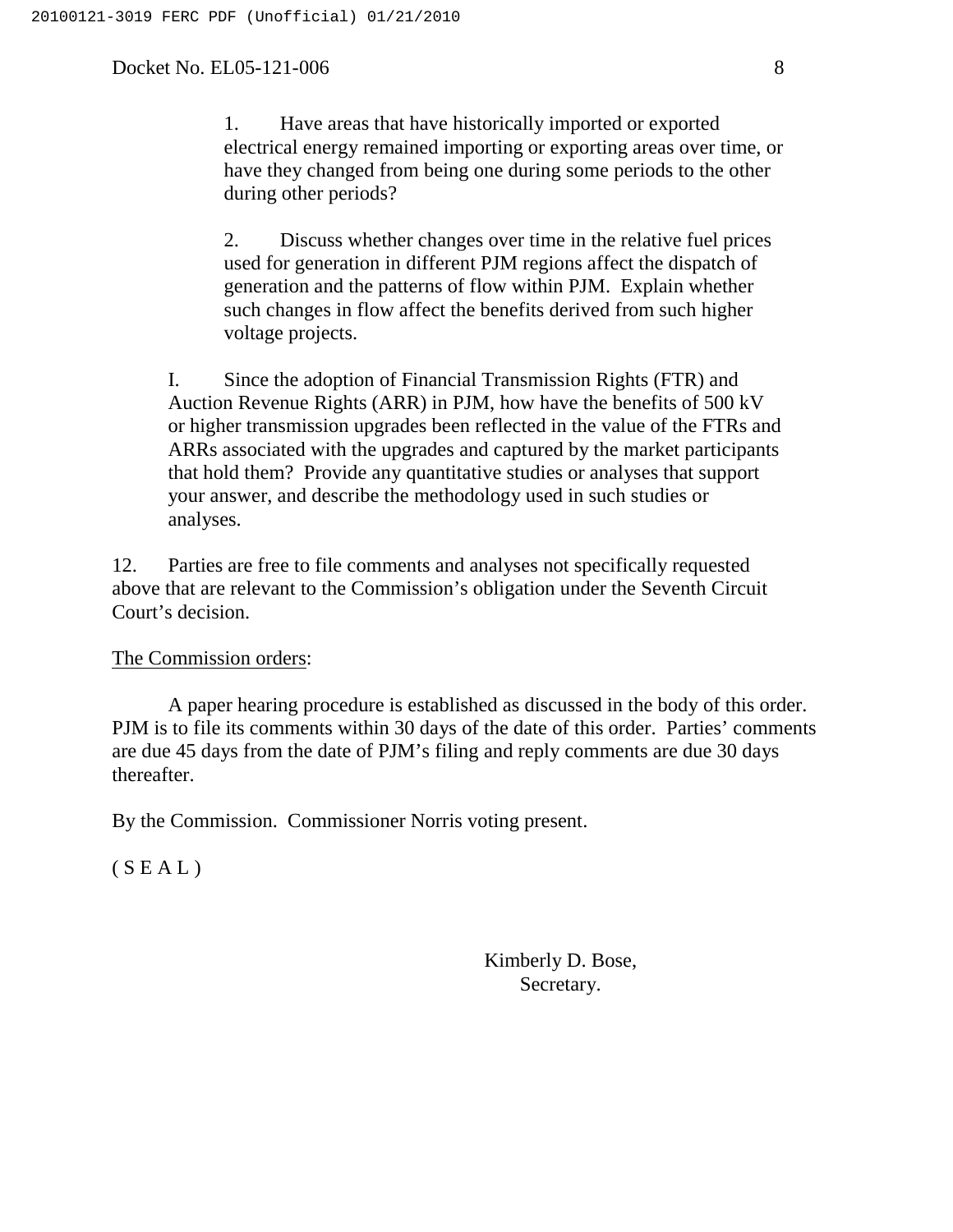1. Have areas that have historically imported or exported electrical energy remained importing or exporting areas over time, or have they changed from being one during some periods to the other during other periods?

2. Discuss whether changes over time in the relative fuel prices used for generation in different PJM regions affect the dispatch of generation and the patterns of flow within PJM. Explain whether such changes in flow affect the benefits derived from such higher voltage projects.

I. Since the adoption of Financial Transmission Rights (FTR) and Auction Revenue Rights (ARR) in PJM, how have the benefits of 500 kV or higher transmission upgrades been reflected in the value of the FTRs and ARRs associated with the upgrades and captured by the market participants that hold them? Provide any quantitative studies or analyses that support your answer, and describe the methodology used in such studies or analyses.

12. Parties are free to file comments and analyses not specifically requested above that are relevant to the Commission's obligation under the Seventh Circuit Court's decision.

The Commission orders:

A paper hearing procedure is established as discussed in the body of this order. PJM is to file its comments within 30 days of the date of this order. Parties' comments are due 45 days from the date of PJM's filing and reply comments are due 30 days thereafter.

By the Commission. Commissioner Norris voting present.

( S E A L )

Kimberly D. Bose,
Secretary.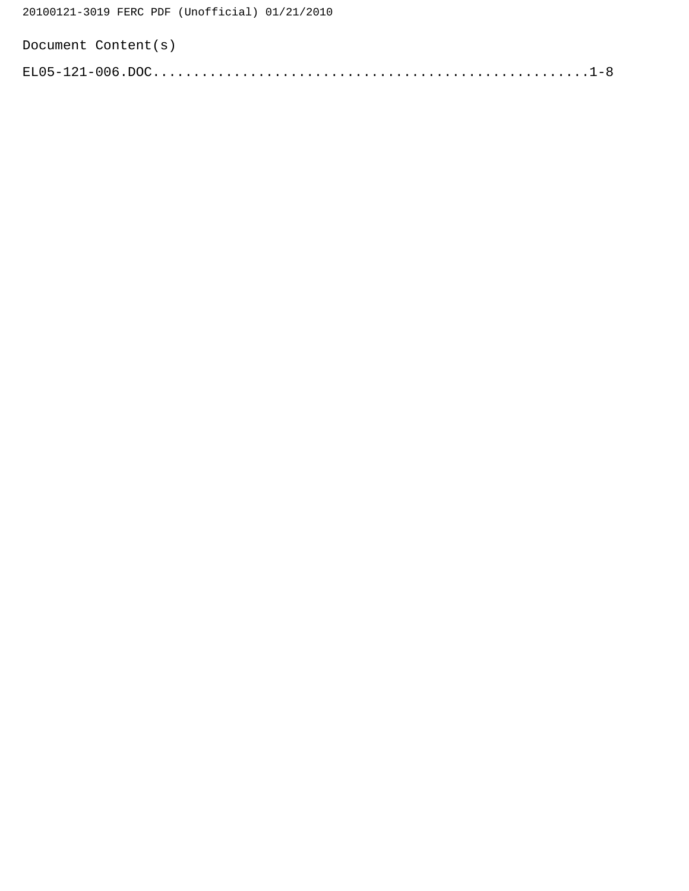Document Content(s)

EL05-121-006.DOC.....................................................1-8